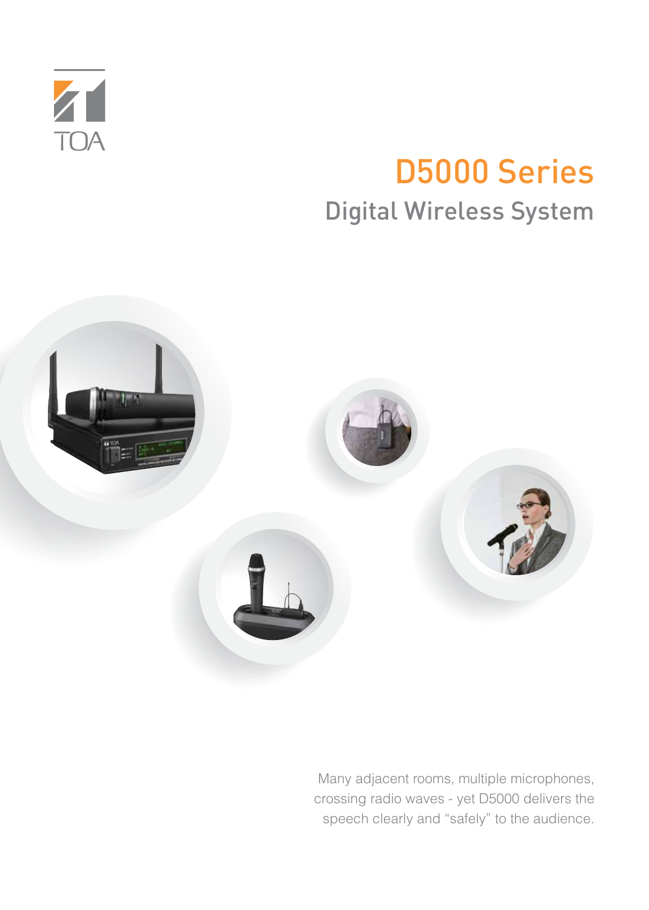TOA

# D5000 Series

## Digital Wireless System

Many adjacent rooms, multiple microphones, crossing radio waves - yet D5000 delivers the speech clearly and “safely” to the audience.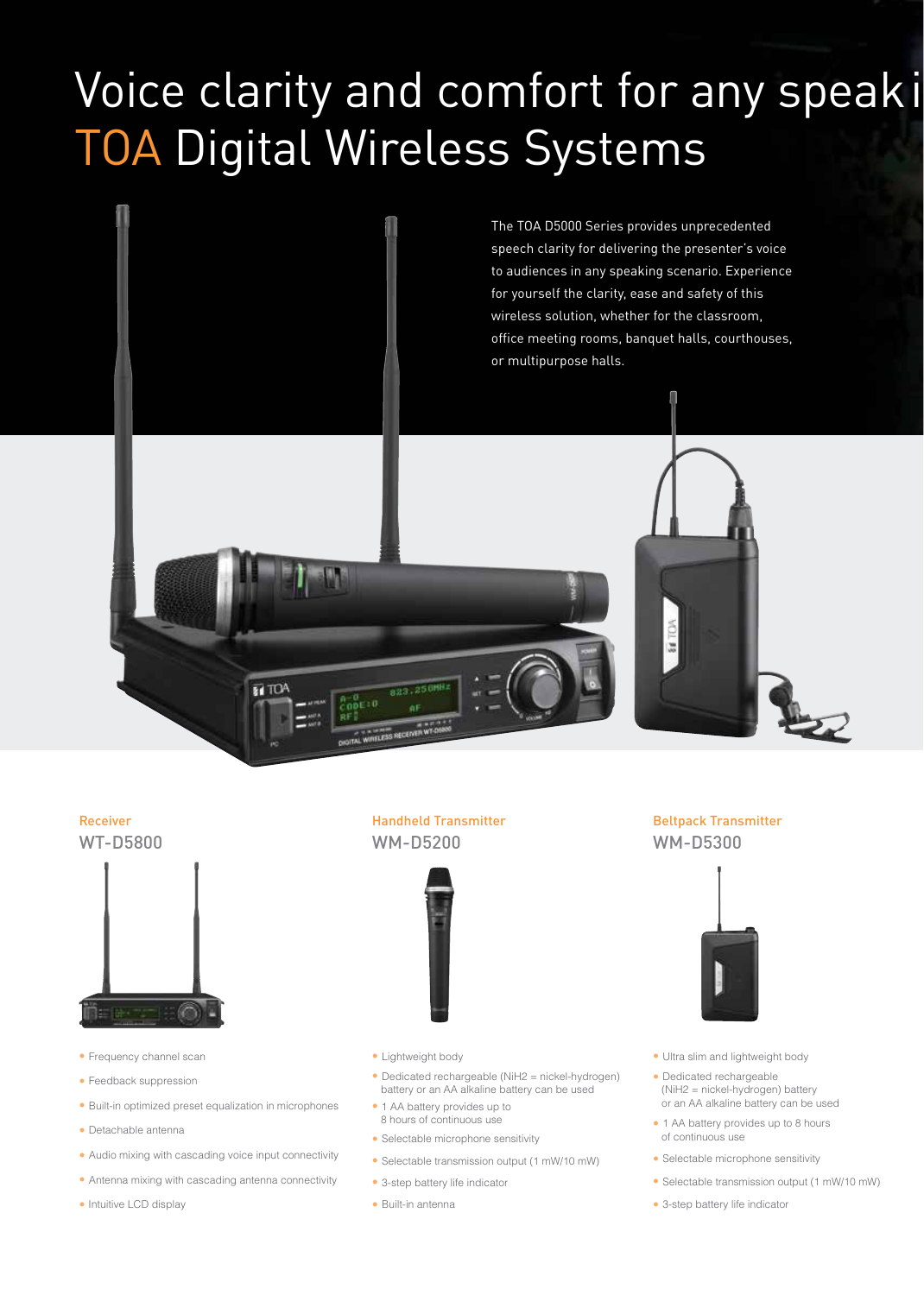# Voice clarity and comfort for any speaki
# TOA Digital Wireless Systems

The TOA D5000 Series provides unprecedented speech clarity for delivering the presenter's voice to audiences in any speaking scenario. Experience for yourself the clarity, ease and safety of this wireless solution, whether for the classroom, office meeting rooms, banquet halls, courthouses, or multipurpose halls.

## Receiver
### WT-D5800

- Frequency channel scan
- Feedback suppression
- Built-in optimized preset equalization in microphones
- Detachable antenna
- Audio mixing with cascading voice input connectivity
- Antenna mixing with cascading antenna connectivity
- Intuitive LCD display

## Handheld Transmitter
### WM-D5200

- Lightweight body
- Dedicated rechargeable (NiH2 = nickel-hydrogen) battery or an AA alkaline battery can be used
- 1 AA battery provides up to 8 hours of continuous use
- Selectable microphone sensitivity
- Selectable transmission output (1 mW/10 mW)
- 3-step battery life indicator
- Built-in antenna

## Beltpack Transmitter
### WM-D5300

- Ultra slim and lightweight body
- Dedicated rechargeable (NiH2 = nickel-hydrogen) battery or an AA alkaline battery can be used
- 1 AA battery provides up to 8 hours of continuous use
- Selectable microphone sensitivity
- Selectable transmission output (1 mW/10 mW)
- 3-step battery life indicator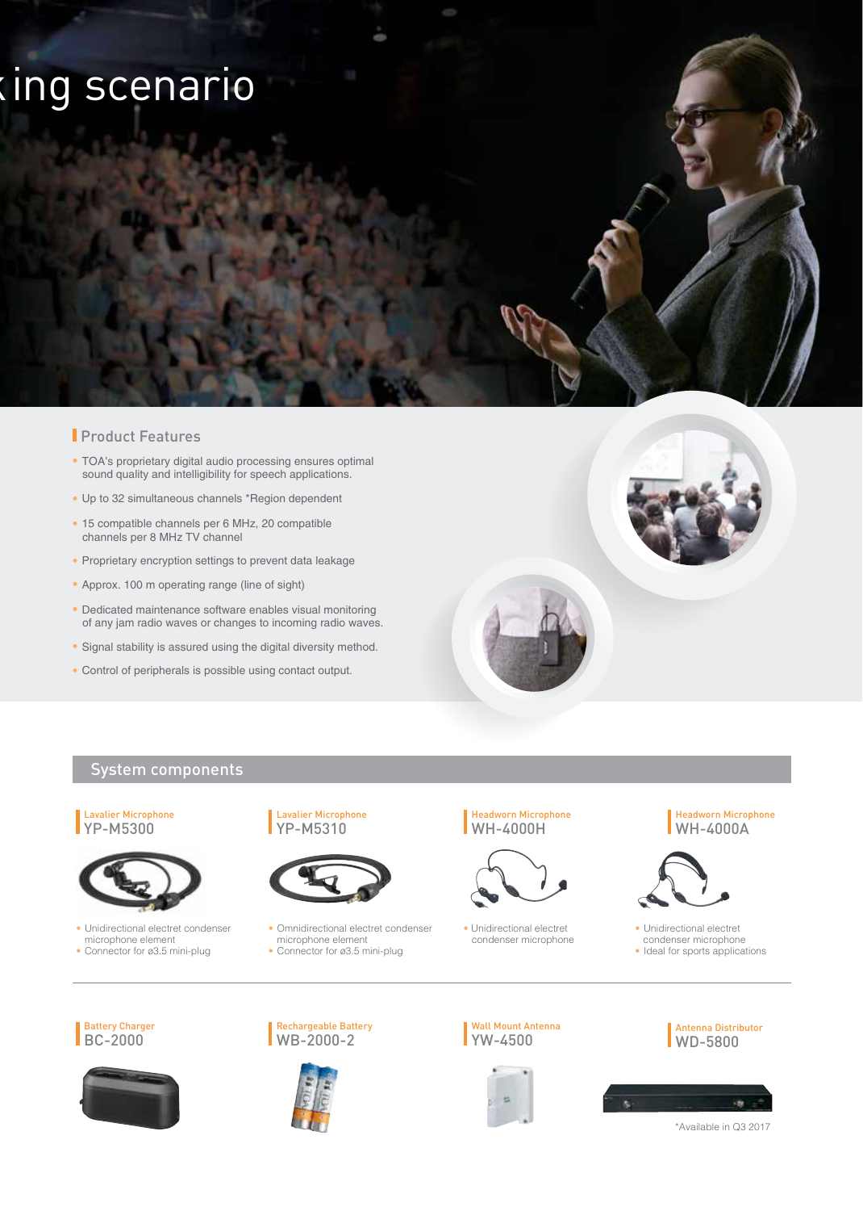# ...king scenario

## Product Features

- TOA's proprietary digital audio processing ensures optimal sound quality and intelligibility for speech applications.
- Up to 32 simultaneous channels *Region dependent
- 15 compatible channels per 6 MHz, 20 compatible channels per 8 MHz TV channel
- Proprietary encryption settings to prevent data leakage
- Approx. 100 m operating range (line of sight)
- Dedicated maintenance software enables visual monitoring of any jam radio waves or changes to incoming radio waves.
- Signal stability is assured using the digital diversity method.
- Control of peripherals is possible using contact output.

## System components

### Lavalier Microphone
**YP-M5300**

- Unidirectional electret condenser microphone element
- Connector for ø3.5 mini-plug

### Lavalier Microphone
**YP-M5310**

- Omnidirectional electret condenser microphone element
- Connector for ø3.5 mini-plug

### Headworn Microphone
**WH-4000H**

- Unidirectional electret condenser microphone

### Headworn Microphone
**WH-4000A**

- Unidirectional electret condenser microphone
- Ideal for sports applications

### Battery Charger
**BC-2000**

### Rechargeable Battery
**WB-2000-2**

### Wall Mount Antenna
**YW-4500**

### Antenna Distributor
**WD-5800**

*Available in Q3 2017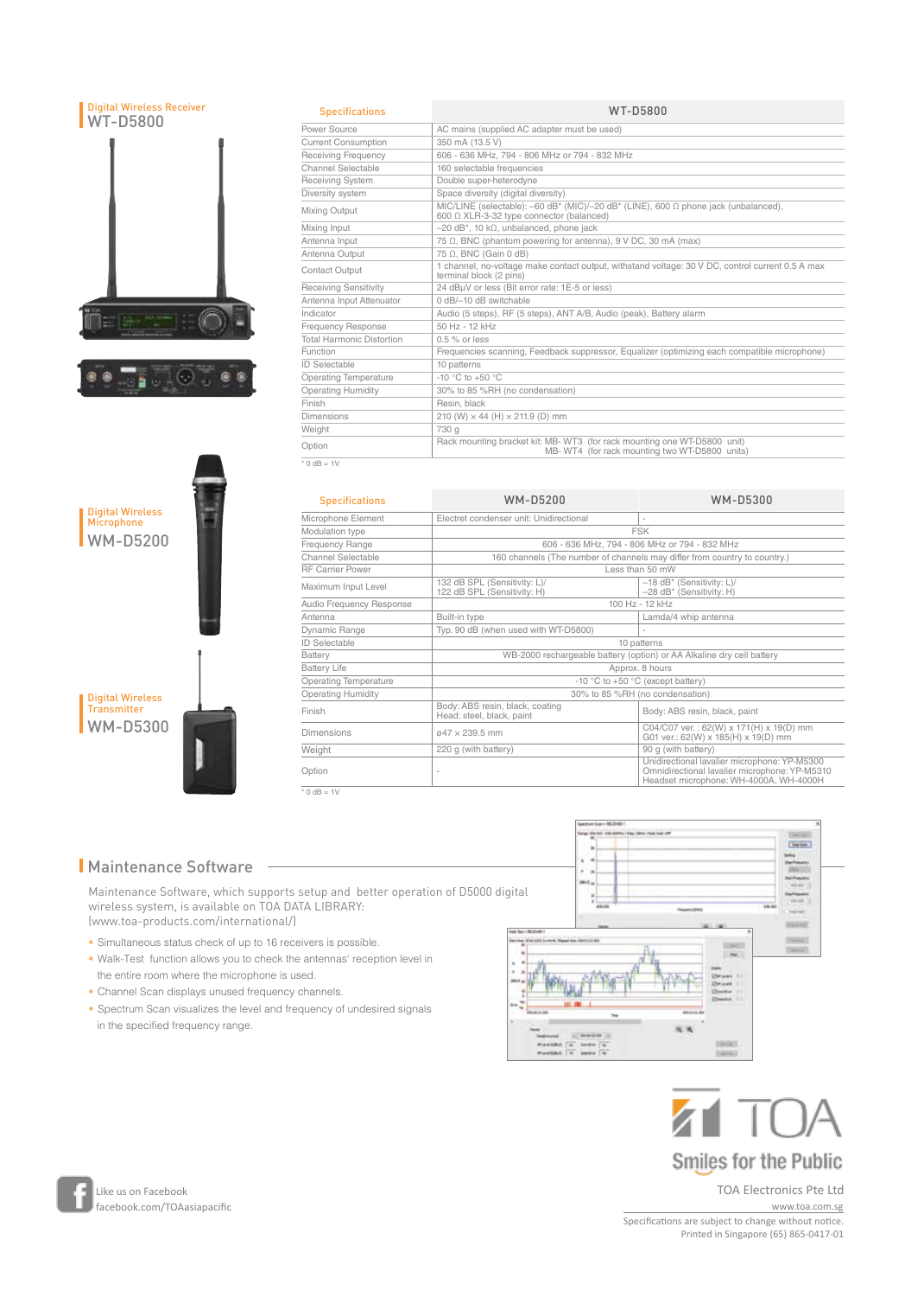## Digital Wireless Receiver
## WT-D5800

| Specifications | WT-D5800 |
|---|---|
| Power Source | AC mains (supplied AC adapter must be used) |
| Current Consumption | 350 mA (13.5 V) |
| Receiving Frequency | 606 - 636 MHz, 794 - 806 MHz or 794 - 832 MHz |
| Channel Selectable | 160 selectable frequencies |
| Receiving System | Double super-heterodyne |
| Diversity system | Space diversity (digital diversity) |
| Mixing Output | MIC/LINE (selectable): –60 dB* (MIC)/–20 dB* (LINE), 600 Ω phone jack (unbalanced), 600 Ω XLR-3-32 type connector (balanced) |
| Mixing Input | –20 dB*, 10 kΩ, unbalanced, phone jack |
| Antenna Input | 75 Ω, BNC (phantom powering for antenna), 9 V DC, 30 mA (max) |
| Antenna Output | 75 Ω, BNC (Gain 0 dB) |
| Contact Output | 1 channel, no-voltage make contact output, withstand voltage: 30 V DC, control current 0.5 A max terminal block (2 pins) |
| Receiving Sensitivity | 24 dBμV or less (Bit error rate: 1E-5 or less) |
| Antenna Input Attenuator | 0 dB/–10 dB switchable |
| Indicator | Audio (5 steps), RF (5 steps), ANT A/B, Audio (peak), Battery alarm |
| Frequency Response | 50 Hz - 12 kHz |
| Total Harmonic Distortion | 0.5 % or less |
| Function | Frequencies scanning, Feedback suppressor, Equalizer (optimizing each compatible microphone) |
| ID Selectable | 10 patterns |
| Operating Temperature | -10 °C to +50 °C |
| Operating Humidity | 30% to 85 %RH (no condensation) |
| Finish | Resin, black |
| Dimensions | 210 (W) × 44 (H) × 211.9 (D) mm |
| Weight | 730 g |
| Option | Rack mounting bracket kit: MB- WT3 (for rack mounting one WT-D5800 unit) MB- WT4 (for rack mounting two WT-D5800 units) |

* 0 dB = 1V

## Digital Wireless Microphone
## WM-D5200

## Digital Wireless Transmitter
## WM-D5300

| Specifications | WM-D5200 | WM-D5300 |
|---|---|---|
| Microphone Element | Electret condenser unit: Unidirectional | - |
| Modulation type | FSK | |
| Frequency Range | 606 - 636 MHz, 794 - 806 MHz or 794 - 832 MHz | |
| Channel Selectable | 160 channels (The number of channels may differ from country to country.) | |
| RF Carrier Power | Less than 50 mW | |
| Maximum Input Level | 132 dB SPL (Sensitivity: L)/ 122 dB SPL (Sensitivity: H) | –18 dB* (Sensitivity: L)/ –28 dB* (Sensitivity: H) |
| Audio Frequency Response | 100 Hz - 12 kHz | |
| Antenna | Built-in type | Lamda/4 whip antenna |
| Dynamic Range | Typ. 90 dB (when used with WT-D5800) | - |
| ID Selectable | 10 patterns | |
| Battery | WB-2000 rechargeable battery (option) or AA Alkaline dry cell battery | |
| Battery Life | Approx. 8 hours | |
| Operating Temperature | -10 °C to +50 °C (except battery) | |
| Operating Humidity | 30% to 85 %RH (no condensation) | |
| Finish | Body: ABS resin, black, coating Head: steel, black, paint | Body: ABS resin, black, paint |
| Dimensions | ø47 × 239.5 mm | C04/C07 ver. : 62(W) x 171(H) x 19(D) mm G01 ver.: 62(W) x 185(H) x 19(D) mm |
| Weight | 220 g (with battery) | 90 g (with battery) |
| Option | - | Unidirectional lavalier microphone: YP-M5300 Omnidirectional lavalier microphone: YP-M5310 Headset microphone: WH-4000A, WH-4000H |

* 0 dB = 1V

## Maintenance Software

Maintenance Software, which supports setup and better operation of D5000 digital wireless system, is available on TOA DATA LIBRARY: (www.toa-products.com/international/)

- Simultaneous status check of up to 16 receivers is possible.
- Walk-Test function allows you to check the antennas' reception level in the entire room where the microphone is used.
- Channel Scan displays unused frequency channels.
- Spectrum Scan visualizes the level and frequency of undesired signals in the specified frequency range.

TOA

Smiles for the Public

TOA Electronics Pte Ltd

www.toa.com.sg

Specifications are subject to change without notice.

Printed in Singapore (65) 865-0417-01

Like us on Facebook
facebook.com/TOAasiapacific